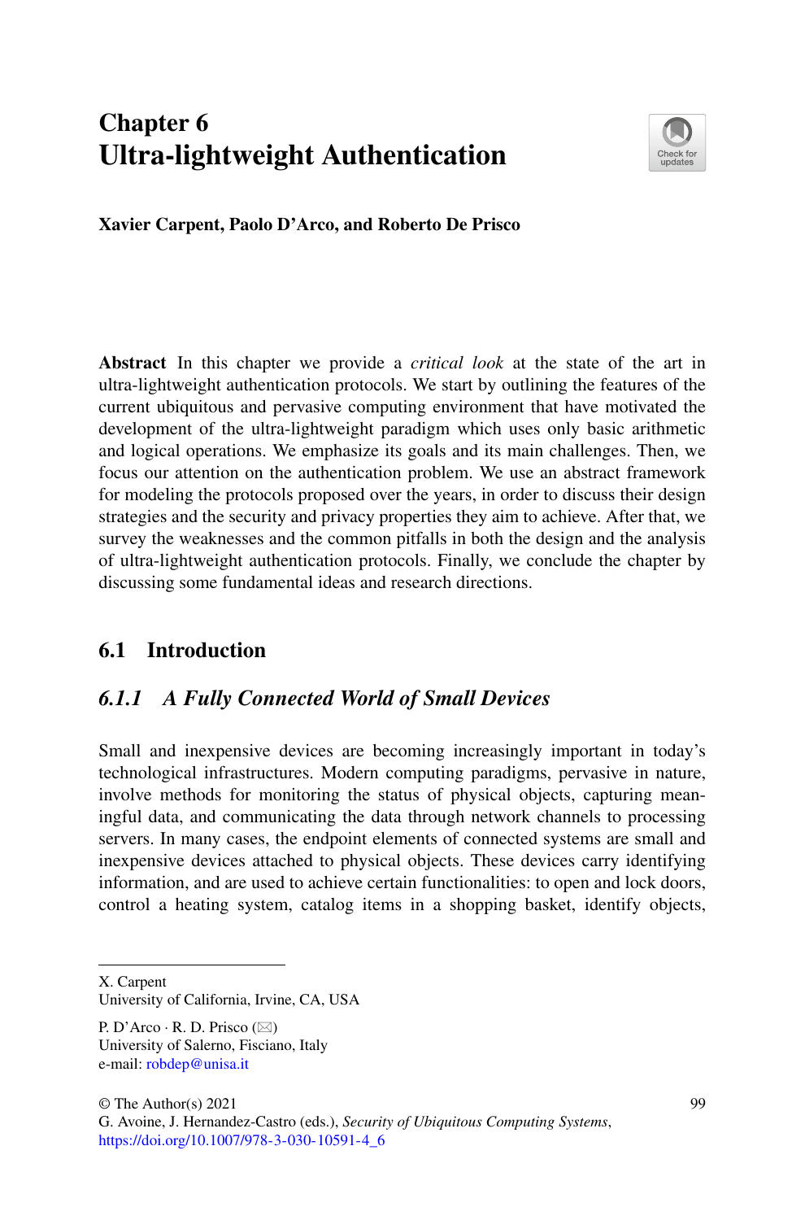# Chapter 6
# Ultra-lightweight Authentication

**Xavier Carpent, Paolo D'Arco, and Roberto De Prisco**

**Abstract** In this chapter we provide a *critical look* at the state of the art in ultra-lightweight authentication protocols. We start by outlining the features of the current ubiquitous and pervasive computing environment that have motivated the development of the ultra-lightweight paradigm which uses only basic arithmetic and logical operations. We emphasize its goals and its main challenges. Then, we focus our attention on the authentication problem. We use an abstract framework for modeling the protocols proposed over the years, in order to discuss their design strategies and the security and privacy properties they aim to achieve. After that, we survey the weaknesses and the common pitfalls in both the design and the analysis of ultra-lightweight authentication protocols. Finally, we conclude the chapter by discussing some fundamental ideas and research directions.

## 6.1 Introduction

### *6.1.1 A Fully Connected World of Small Devices*

Small and inexpensive devices are becoming increasingly important in today's technological infrastructures. Modern computing paradigms, pervasive in nature, involve methods for monitoring the status of physical objects, capturing meaningful data, and communicating the data through network channels to processing servers. In many cases, the endpoint elements of connected systems are small and inexpensive devices attached to physical objects. These devices carry identifying information, and are used to achieve certain functionalities: to open and lock doors, control a heating system, catalog items in a shopping basket, identify objects,

---

X. Carpent
University of California, Irvine, CA, USA

P. D'Arco · R. D. Prisco (✉)
University of Salerno, Fisciano, Italy
e-mail: robdep@unisa.it

© The Author(s) 2021
G. Avoine, J. Hernandez-Castro (eds.), *Security of Ubiquitous Computing Systems*,
https://doi.org/10.1007/978-3-030-10591-4_6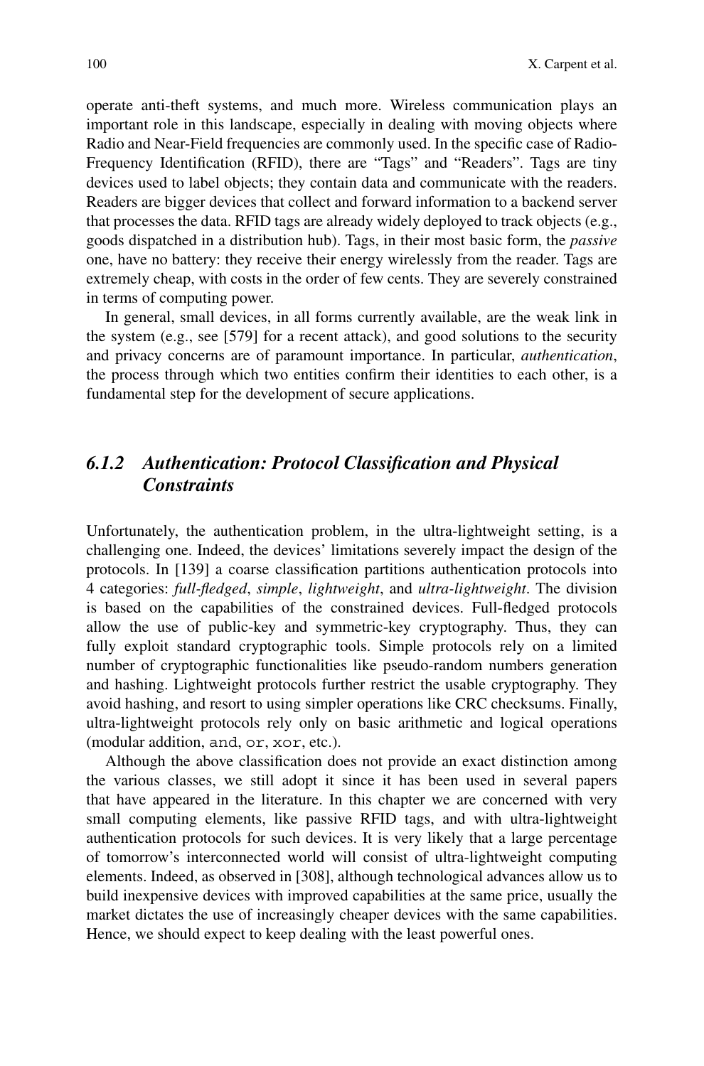operate anti-theft systems, and much more. Wireless communication plays an important role in this landscape, especially in dealing with moving objects where Radio and Near-Field frequencies are commonly used. In the specific case of Radio-Frequency Identification (RFID), there are "Tags" and "Readers". Tags are tiny devices used to label objects; they contain data and communicate with the readers. Readers are bigger devices that collect and forward information to a backend server that processes the data. RFID tags are already widely deployed to track objects (e.g., goods dispatched in a distribution hub). Tags, in their most basic form, the *passive* one, have no battery: they receive their energy wirelessly from the reader. Tags are extremely cheap, with costs in the order of few cents. They are severely constrained in terms of computing power.

In general, small devices, in all forms currently available, are the weak link in the system (e.g., see [579] for a recent attack), and good solutions to the security and privacy concerns are of paramount importance. In particular, *authentication*, the process through which two entities confirm their identities to each other, is a fundamental step for the development of secure applications.

### 6.1.2 Authentication: Protocol Classification and Physical Constraints

Unfortunately, the authentication problem, in the ultra-lightweight setting, is a challenging one. Indeed, the devices' limitations severely impact the design of the protocols. In [139] a coarse classification partitions authentication protocols into 4 categories: *full-fledged*, *simple*, *lightweight*, and *ultra-lightweight*. The division is based on the capabilities of the constrained devices. Full-fledged protocols allow the use of public-key and symmetric-key cryptography. Thus, they can fully exploit standard cryptographic tools. Simple protocols rely on a limited number of cryptographic functionalities like pseudo-random numbers generation and hashing. Lightweight protocols further restrict the usable cryptography. They avoid hashing, and resort to using simpler operations like CRC checksums. Finally, ultra-lightweight protocols rely only on basic arithmetic and logical operations (modular addition, `and`, `or`, `xor`, etc.).

Although the above classification does not provide an exact distinction among the various classes, we still adopt it since it has been used in several papers that have appeared in the literature. In this chapter we are concerned with very small computing elements, like passive RFID tags, and with ultra-lightweight authentication protocols for such devices. It is very likely that a large percentage of tomorrow's interconnected world will consist of ultra-lightweight computing elements. Indeed, as observed in [308], although technological advances allow us to build inexpensive devices with improved capabilities at the same price, usually the market dictates the use of increasingly cheaper devices with the same capabilities. Hence, we should expect to keep dealing with the least powerful ones.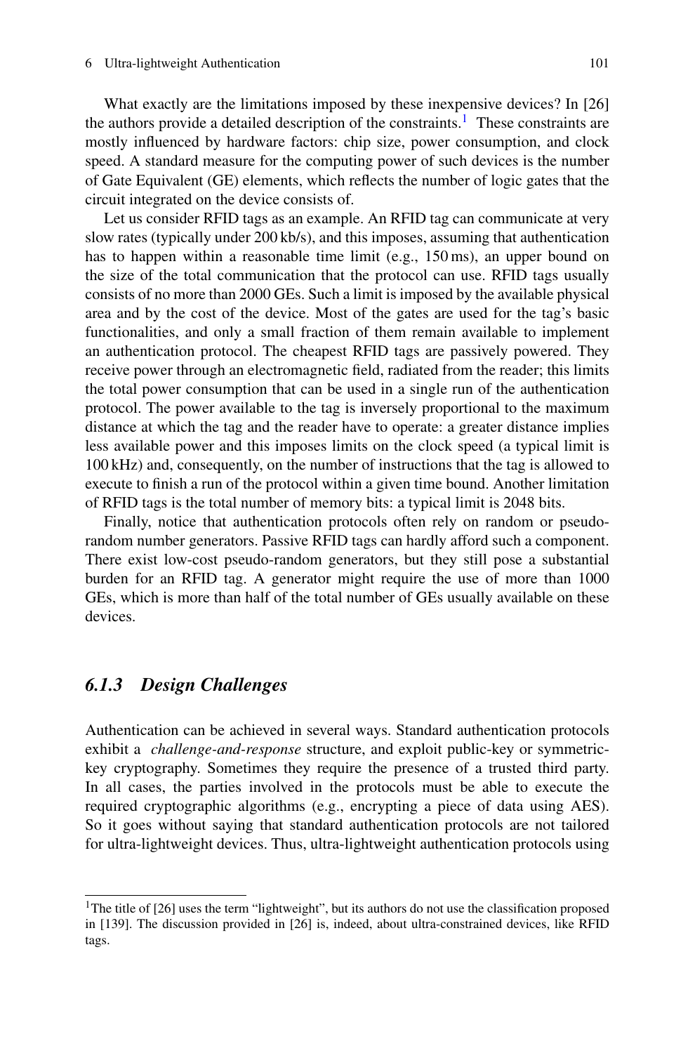What exactly are the limitations imposed by these inexpensive devices? In [26] the authors provide a detailed description of the constraints.[1] These constraints are mostly influenced by hardware factors: chip size, power consumption, and clock speed. A standard measure for the computing power of such devices is the number of Gate Equivalent (GE) elements, which reflects the number of logic gates that the circuit integrated on the device consists of.

Let us consider RFID tags as an example. An RFID tag can communicate at very slow rates (typically under 200 kb/s), and this imposes, assuming that authentication has to happen within a reasonable time limit (e.g., 150 ms), an upper bound on the size of the total communication that the protocol can use. RFID tags usually consists of no more than 2000 GEs. Such a limit is imposed by the available physical area and by the cost of the device. Most of the gates are used for the tag's basic functionalities, and only a small fraction of them remain available to implement an authentication protocol. The cheapest RFID tags are passively powered. They receive power through an electromagnetic field, radiated from the reader; this limits the total power consumption that can be used in a single run of the authentication protocol. The power available to the tag is inversely proportional to the maximum distance at which the tag and the reader have to operate: a greater distance implies less available power and this imposes limits on the clock speed (a typical limit is 100 kHz) and, consequently, on the number of instructions that the tag is allowed to execute to finish a run of the protocol within a given time bound. Another limitation of RFID tags is the total number of memory bits: a typical limit is 2048 bits.

Finally, notice that authentication protocols often rely on random or pseudo-random number generators. Passive RFID tags can hardly afford such a component. There exist low-cost pseudo-random generators, but they still pose a substantial burden for an RFID tag. A generator might require the use of more than 1000 GEs, which is more than half of the total number of GEs usually available on these devices.

### *6.1.3 Design Challenges*

Authentication can be achieved in several ways. Standard authentication protocols exhibit a *challenge-and-response* structure, and exploit public-key or symmetric-key cryptography. Sometimes they require the presence of a trusted third party. In all cases, the parties involved in the protocols must be able to execute the required cryptographic algorithms (e.g., encrypting a piece of data using AES). So it goes without saying that standard authentication protocols are not tailored for ultra-lightweight devices. Thus, ultra-lightweight authentication protocols using

---

[1] The title of [26] uses the term "lightweight", but its authors do not use the classification proposed in [139]. The discussion provided in [26] is, indeed, about ultra-constrained devices, like RFID tags.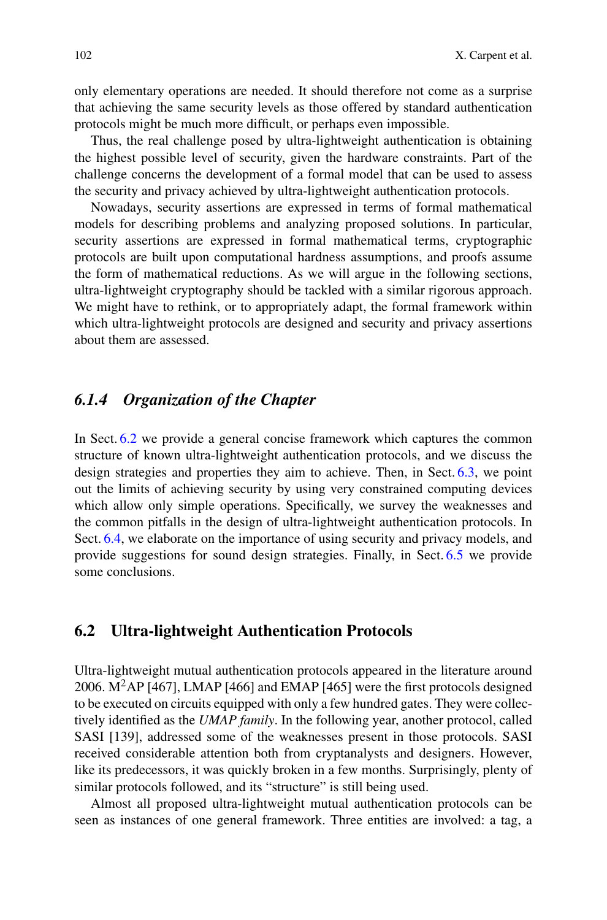only elementary operations are needed. It should therefore not come as a surprise that achieving the same security levels as those offered by standard authentication protocols might be much more difficult, or perhaps even impossible.

Thus, the real challenge posed by ultra-lightweight authentication is obtaining the highest possible level of security, given the hardware constraints. Part of the challenge concerns the development of a formal model that can be used to assess the security and privacy achieved by ultra-lightweight authentication protocols.

Nowadays, security assertions are expressed in terms of formal mathematical models for describing problems and analyzing proposed solutions. In particular, security assertions are expressed in formal mathematical terms, cryptographic protocols are built upon computational hardness assumptions, and proofs assume the form of mathematical reductions. As we will argue in the following sections, ultra-lightweight cryptography should be tackled with a similar rigorous approach. We might have to rethink, or to appropriately adapt, the formal framework within which ultra-lightweight protocols are designed and security and privacy assertions about them are assessed.

### 6.1.4 Organization of the Chapter

In Sect. 6.2 we provide a general concise framework which captures the common structure of known ultra-lightweight authentication protocols, and we discuss the design strategies and properties they aim to achieve. Then, in Sect. 6.3, we point out the limits of achieving security by using very constrained computing devices which allow only simple operations. Specifically, we survey the weaknesses and the common pitfalls in the design of ultra-lightweight authentication protocols. In Sect. 6.4, we elaborate on the importance of using security and privacy models, and provide suggestions for sound design strategies. Finally, in Sect. 6.5 we provide some conclusions.

## 6.2 Ultra-lightweight Authentication Protocols

Ultra-lightweight mutual authentication protocols appeared in the literature around 2006. $M^2$AP [467], LMAP [466] and EMAP [465] were the first protocols designed to be executed on circuits equipped with only a few hundred gates. They were collectively identified as the *UMAP family*. In the following year, another protocol, called SASI [139], addressed some of the weaknesses present in those protocols. SASI received considerable attention both from cryptanalysts and designers. However, like its predecessors, it was quickly broken in a few months. Surprisingly, plenty of similar protocols followed, and its "structure" is still being used.

Almost all proposed ultra-lightweight mutual authentication protocols can be seen as instances of one general framework. Three entities are involved: a tag, a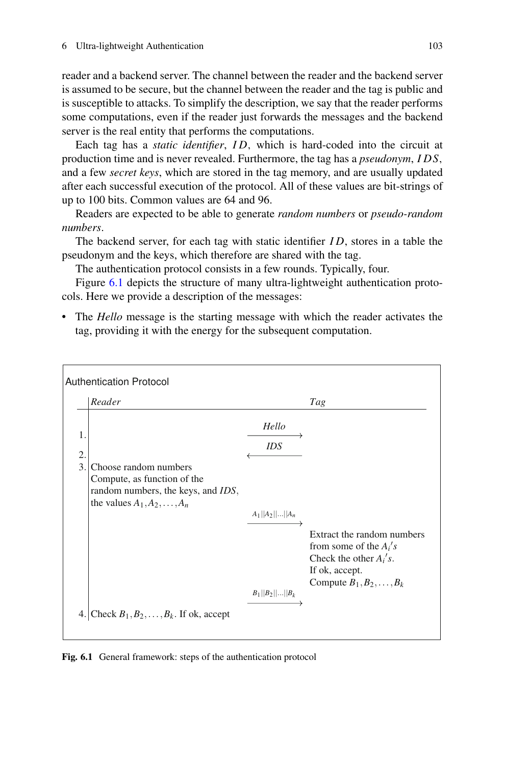reader and a backend server. The channel between the reader and the backend server is assumed to be secure, but the channel between the reader and the tag is public and is susceptible to attacks. To simplify the description, we say that the reader performs some computations, even if the reader just forwards the messages and the backend server is the real entity that performs the computations.

Each tag has a *static identifier*, $ID$, which is hard-coded into the circuit at production time and is never revealed. Furthermore, the tag has a *pseudonym*, $IDS$, and a few *secret keys*, which are stored in the tag memory, and are usually updated after each successful execution of the protocol. All of these values are bit-strings of up to 100 bits. Common values are 64 and 96.

Readers are expected to be able to generate *random numbers* or *pseudo-random numbers*.

The backend server, for each tag with static identifier $ID$, stores in a table the pseudonym and the keys, which therefore are shared with the tag.

The authentication protocol consists in a few rounds. Typically, four.

Figure 6.1 depicts the structure of many ultra-lightweight authentication protocols. Here we provide a description of the messages:

- The *Hello* message is the starting message with which the reader activates the tag, providing it with the energy for the subsequent computation.

**Authentication Protocol**

| | *Reader* | | *Tag* |
|---|---|---|---|
| 1. | | *Hello* $\longrightarrow$ | |
| 2. | | $\longleftarrow$ *IDS* | |
| 3. | Choose random numbers<br>Compute, as function of the random numbers, the keys, and *IDS*, the values $A_1, A_2, \ldots, A_n$ | $A_1 \| A_2 \| \ldots \| A_n$ $\longrightarrow$ | Extract the random numbers from some of the $A_i's$<br>Check the other $A_i's$.<br>If ok, accept.<br>Compute $B_1, B_2, \ldots, B_k$ |
| | | $B_1 \| B_2 \| \ldots \| B_k$ $\longrightarrow$ | |
| 4. | Check $B_1, B_2, \ldots, B_k$. If ok, accept | | |

**Fig. 6.1** General framework: steps of the authentication protocol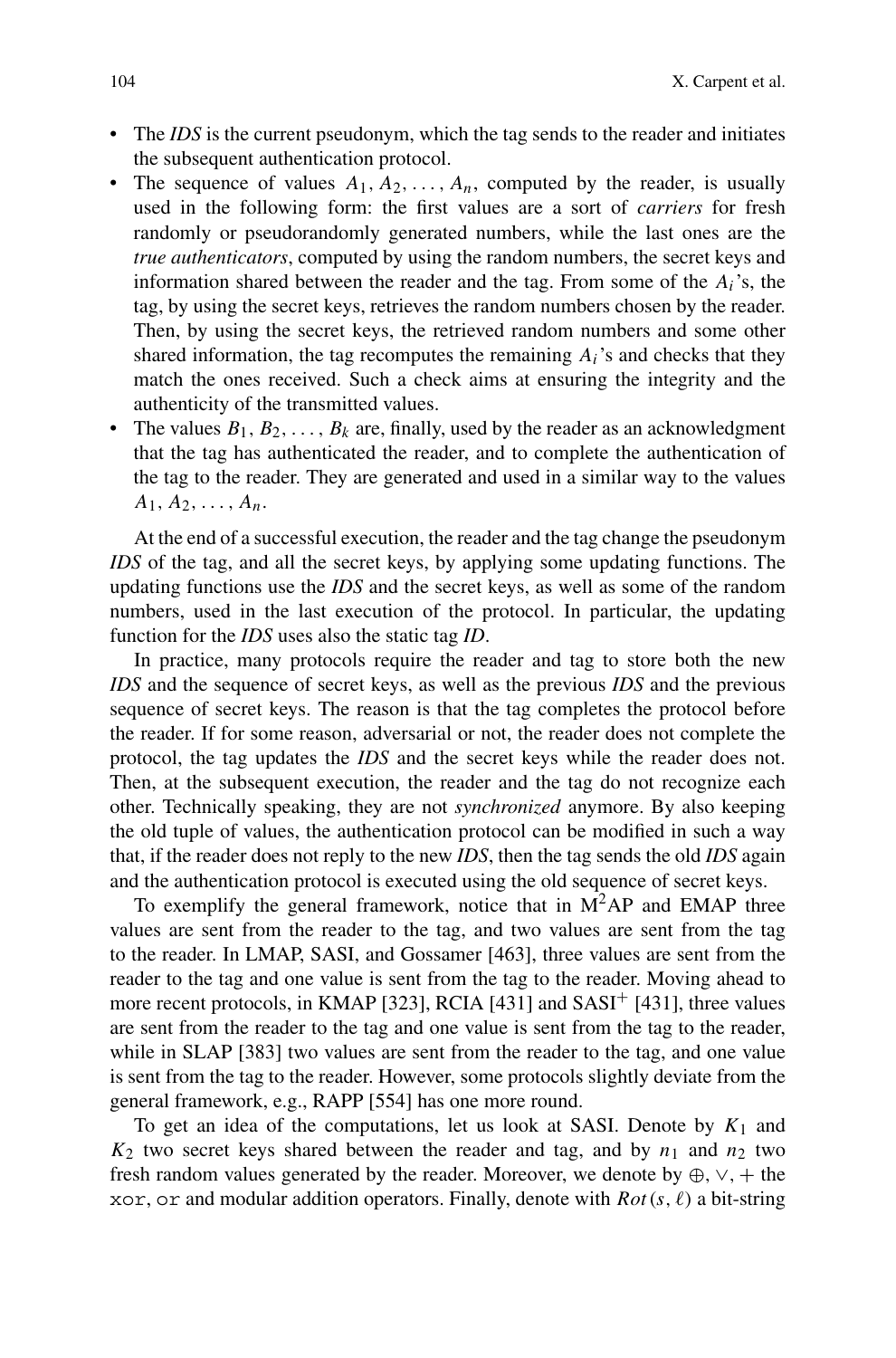- The *IDS* is the current pseudonym, which the tag sends to the reader and initiates the subsequent authentication protocol.
- The sequence of values $A_1, A_2, \ldots, A_n$, computed by the reader, is usually used in the following form: the first values are a sort of *carriers* for fresh randomly or pseudorandomly generated numbers, while the last ones are the *true authenticators*, computed by using the random numbers, the secret keys and information shared between the reader and the tag. From some of the $A_i$'s, the tag, by using the secret keys, retrieves the random numbers chosen by the reader. Then, by using the secret keys, the retrieved random numbers and some other shared information, the tag recomputes the remaining $A_i$'s and checks that they match the ones received. Such a check aims at ensuring the integrity and the authenticity of the transmitted values.
- The values $B_1, B_2, \ldots, B_k$ are, finally, used by the reader as an acknowledgment that the tag has authenticated the reader, and to complete the authentication of the tag to the reader. They are generated and used in a similar way to the values $A_1, A_2, \ldots, A_n$.

At the end of a successful execution, the reader and the tag change the pseudonym *IDS* of the tag, and all the secret keys, by applying some updating functions. The updating functions use the *IDS* and the secret keys, as well as some of the random numbers, used in the last execution of the protocol. In particular, the updating function for the *IDS* uses also the static tag *ID*.

In practice, many protocols require the reader and tag to store both the new *IDS* and the sequence of secret keys, as well as the previous *IDS* and the previous sequence of secret keys. The reason is that the tag completes the protocol before the reader. If for some reason, adversarial or not, the reader does not complete the protocol, the tag updates the *IDS* and the secret keys while the reader does not. Then, at the subsequent execution, the reader and the tag do not recognize each other. Technically speaking, they are not *synchronized* anymore. By also keeping the old tuple of values, the authentication protocol can be modified in such a way that, if the reader does not reply to the new *IDS*, then the tag sends the old *IDS* again and the authentication protocol is executed using the old sequence of secret keys.

To exemplify the general framework, notice that in $M^2$AP and EMAP three values are sent from the reader to the tag, and two values are sent from the tag to the reader. In LMAP, SASI, and Gossamer [463], three values are sent from the reader to the tag and one value is sent from the tag to the reader. Moving ahead to more recent protocols, in KMAP [323], RCIA [431] and $\text{SASI}^+$ [431], three values are sent from the reader to the tag and one value is sent from the tag to the reader, while in SLAP [383] two values are sent from the reader to the tag, and one value is sent from the tag to the reader. However, some protocols slightly deviate from the general framework, e.g., RAPP [554] has one more round.

To get an idea of the computations, let us look at SASI. Denote by $K_1$ and $K_2$ two secret keys shared between the reader and tag, and by $n_1$ and $n_2$ two fresh random values generated by the reader. Moreover, we denote by $\oplus, \vee, +$ the `xor`, `or` and modular addition operators. Finally, denote with $Rot(s, \ell)$ a bit-string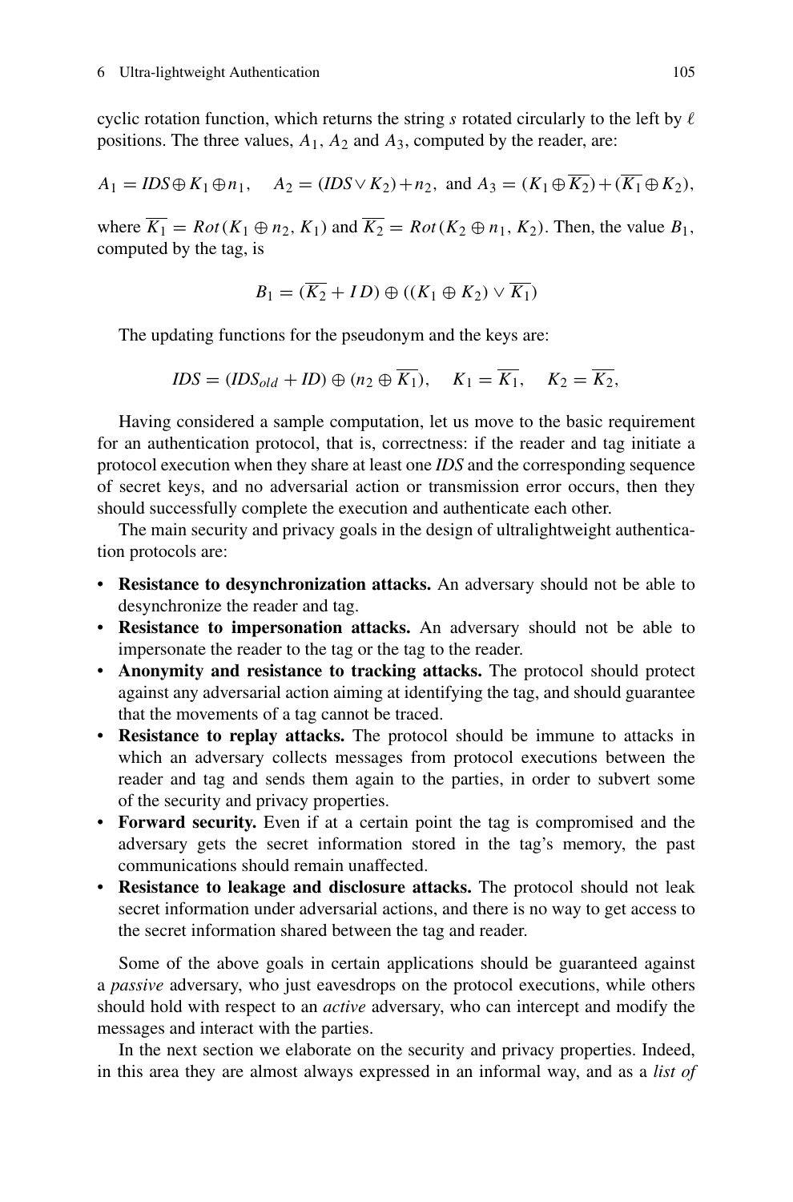cyclic rotation function, which returns the string $s$ rotated circularly to the left by $\ell$ positions. The three values, $A_1$, $A_2$ and $A_3$, computed by the reader, are:

$$A_1 = IDS \oplus K_1 \oplus n_1, \quad A_2 = (IDS \vee K_2) + n_2, \text{ and } A_3 = (K_1 \oplus \overline{K_2}) + (\overline{K_1} \oplus K_2),$$

where $\overline{K_1} = Rot(K_1 \oplus n_2, K_1)$ and $\overline{K_2} = Rot(K_2 \oplus n_1, K_2)$. Then, the value $B_1$, computed by the tag, is

$$B_1 = (\overline{K_2} + ID) \oplus ((K_1 \oplus K_2) \vee \overline{K_1})$$

The updating functions for the pseudonym and the keys are:

$$IDS = (IDS_{old} + ID) \oplus (n_2 \oplus \overline{K_1}), \quad K_1 = \overline{K_1}, \quad K_2 = \overline{K_2},$$

Having considered a sample computation, let us move to the basic requirement for an authentication protocol, that is, correctness: if the reader and tag initiate a protocol execution when they share at least one *IDS* and the corresponding sequence of secret keys, and no adversarial action or transmission error occurs, then they should successfully complete the execution and authenticate each other.

The main security and privacy goals in the design of ultralightweight authentication protocols are:

- **Resistance to desynchronization attacks.** An adversary should not be able to desynchronize the reader and tag.
- **Resistance to impersonation attacks.** An adversary should not be able to impersonate the reader to the tag or the tag to the reader.
- **Anonymity and resistance to tracking attacks.** The protocol should protect against any adversarial action aiming at identifying the tag, and should guarantee that the movements of a tag cannot be traced.
- **Resistance to replay attacks.** The protocol should be immune to attacks in which an adversary collects messages from protocol executions between the reader and tag and sends them again to the parties, in order to subvert some of the security and privacy properties.
- **Forward security.** Even if at a certain point the tag is compromised and the adversary gets the secret information stored in the tag's memory, the past communications should remain unaffected.
- **Resistance to leakage and disclosure attacks.** The protocol should not leak secret information under adversarial actions, and there is no way to get access to the secret information shared between the tag and reader.

Some of the above goals in certain applications should be guaranteed against a *passive* adversary, who just eavesdrops on the protocol executions, while others should hold with respect to an *active* adversary, who can intercept and modify the messages and interact with the parties.

In the next section we elaborate on the security and privacy properties. Indeed, in this area they are almost always expressed in an informal way, and as a *list of*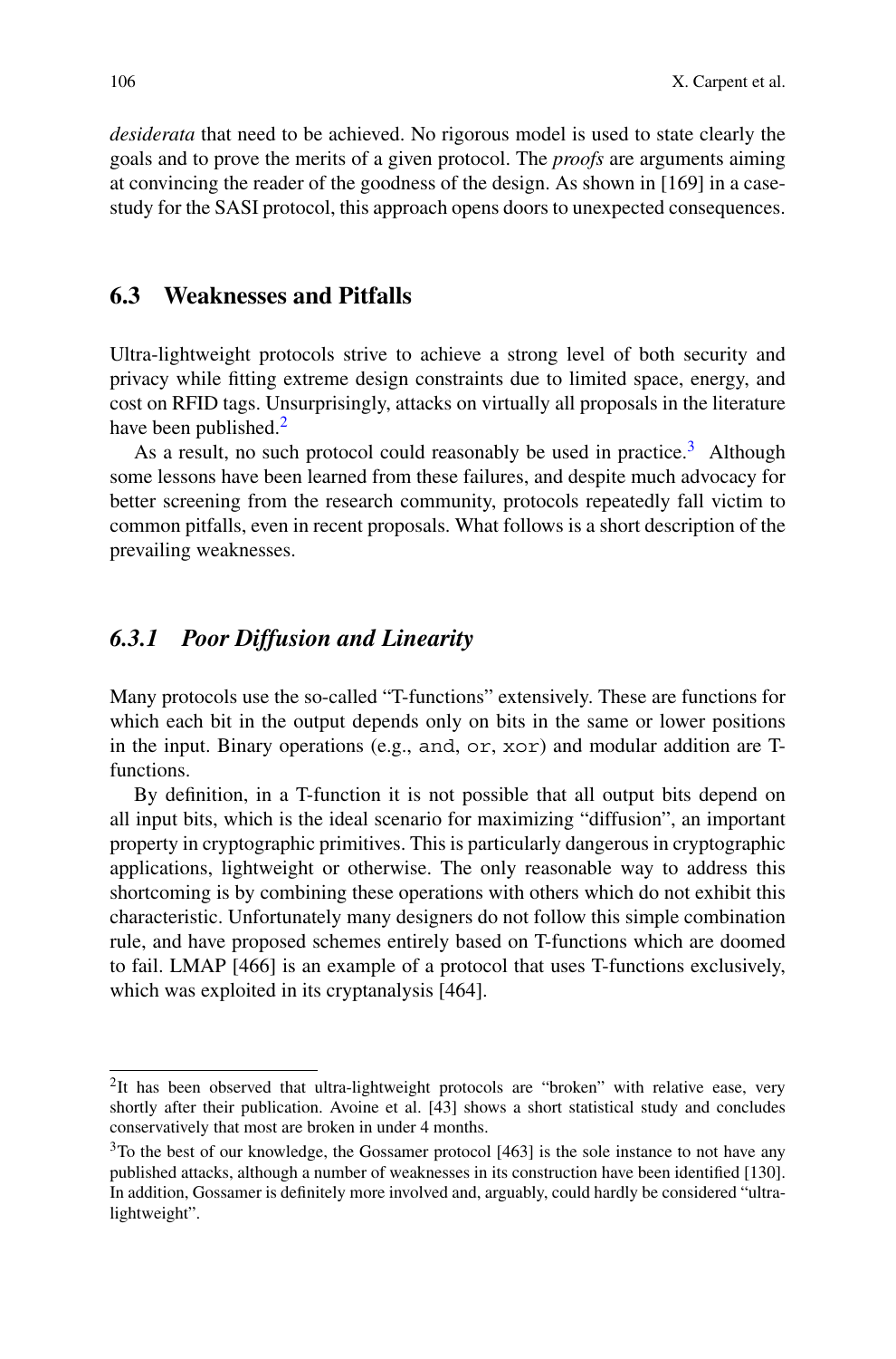*desiderata* that need to be achieved. No rigorous model is used to state clearly the goals and to prove the merits of a given protocol. The *proofs* are arguments aiming at convincing the reader of the goodness of the design. As shown in [169] in a case-study for the SASI protocol, this approach opens doors to unexpected consequences.

## 6.3 Weaknesses and Pitfalls

Ultra-lightweight protocols strive to achieve a strong level of both security and privacy while fitting extreme design constraints due to limited space, energy, and cost on RFID tags. Unsurprisingly, attacks on virtually all proposals in the literature have been published.[2]

As a result, no such protocol could reasonably be used in practice.[3] Although some lessons have been learned from these failures, and despite much advocacy for better screening from the research community, protocols repeatedly fall victim to common pitfalls, even in recent proposals. What follows is a short description of the prevailing weaknesses.

### *6.3.1 Poor Diffusion and Linearity*

Many protocols use the so-called "T-functions" extensively. These are functions for which each bit in the output depends only on bits in the same or lower positions in the input. Binary operations (e.g., `and`, `or`, `xor`) and modular addition are T-functions.

By definition, in a T-function it is not possible that all output bits depend on all input bits, which is the ideal scenario for maximizing "diffusion", an important property in cryptographic primitives. This is particularly dangerous in cryptographic applications, lightweight or otherwise. The only reasonable way to address this shortcoming is by combining these operations with others which do not exhibit this characteristic. Unfortunately many designers do not follow this simple combination rule, and have proposed schemes entirely based on T-functions which are doomed to fail. LMAP [466] is an example of a protocol that uses T-functions exclusively, which was exploited in its cryptanalysis [464].

---

[2] It has been observed that ultra-lightweight protocols are "broken" with relative ease, very shortly after their publication. Avoine et al. [43] shows a short statistical study and concludes conservatively that most are broken in under 4 months.

[3] To the best of our knowledge, the Gossamer protocol [463] is the sole instance to not have any published attacks, although a number of weaknesses in its construction have been identified [130]. In addition, Gossamer is definitely more involved and, arguably, could hardly be considered "ultra-lightweight".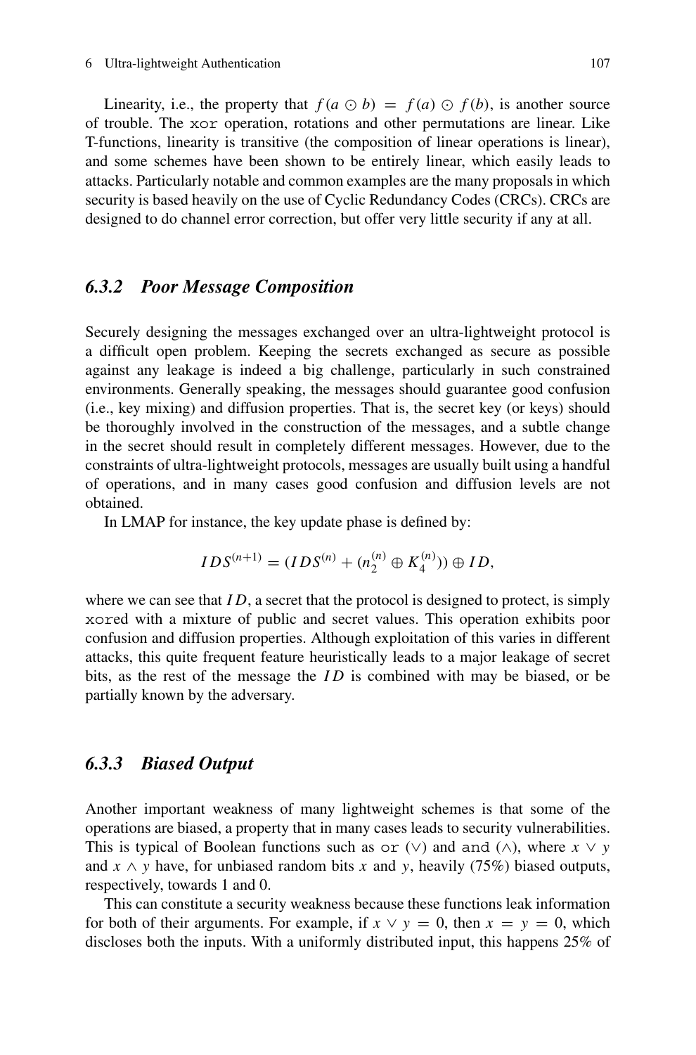Linearity, i.e., the property that $f(a \odot b) = f(a) \odot f(b)$, is another source of trouble. The xor operation, rotations and other permutations are linear. Like T-functions, linearity is transitive (the composition of linear operations is linear), and some schemes have been shown to be entirely linear, which easily leads to attacks. Particularly notable and common examples are the many proposals in which security is based heavily on the use of Cyclic Redundancy Codes (CRCs). CRCs are designed to do channel error correction, but offer very little security if any at all.

### *6.3.2 Poor Message Composition*

Securely designing the messages exchanged over an ultra-lightweight protocol is a difficult open problem. Keeping the secrets exchanged as secure as possible against any leakage is indeed a big challenge, particularly in such constrained environments. Generally speaking, the messages should guarantee good confusion (i.e., key mixing) and diffusion properties. That is, the secret key (or keys) should be thoroughly involved in the construction of the messages, and a subtle change in the secret should result in completely different messages. However, due to the constraints of ultra-lightweight protocols, messages are usually built using a handful of operations, and in many cases good confusion and diffusion levels are not obtained.

In LMAP for instance, the key update phase is defined by:

$$IDS^{(n+1)} = (IDS^{(n)} + (n_2^{(n)} \oplus K_4^{(n)})) \oplus ID,$$

where we can see that $ID$, a secret that the protocol is designed to protect, is simply xored with a mixture of public and secret values. This operation exhibits poor confusion and diffusion properties. Although exploitation of this varies in different attacks, this quite frequent feature heuristically leads to a major leakage of secret bits, as the rest of the message the $ID$ is combined with may be biased, or be partially known by the adversary.

### *6.3.3 Biased Output*

Another important weakness of many lightweight schemes is that some of the operations are biased, a property that in many cases leads to security vulnerabilities. This is typical of Boolean functions such as or ($\vee$) and and ($\wedge$), where $x \vee y$ and $x \wedge y$ have, for unbiased random bits $x$ and $y$, heavily (75%) biased outputs, respectively, towards 1 and 0.

This can constitute a security weakness because these functions leak information for both of their arguments. For example, if $x \vee y = 0$, then $x = y = 0$, which discloses both the inputs. With a uniformly distributed input, this happens 25% of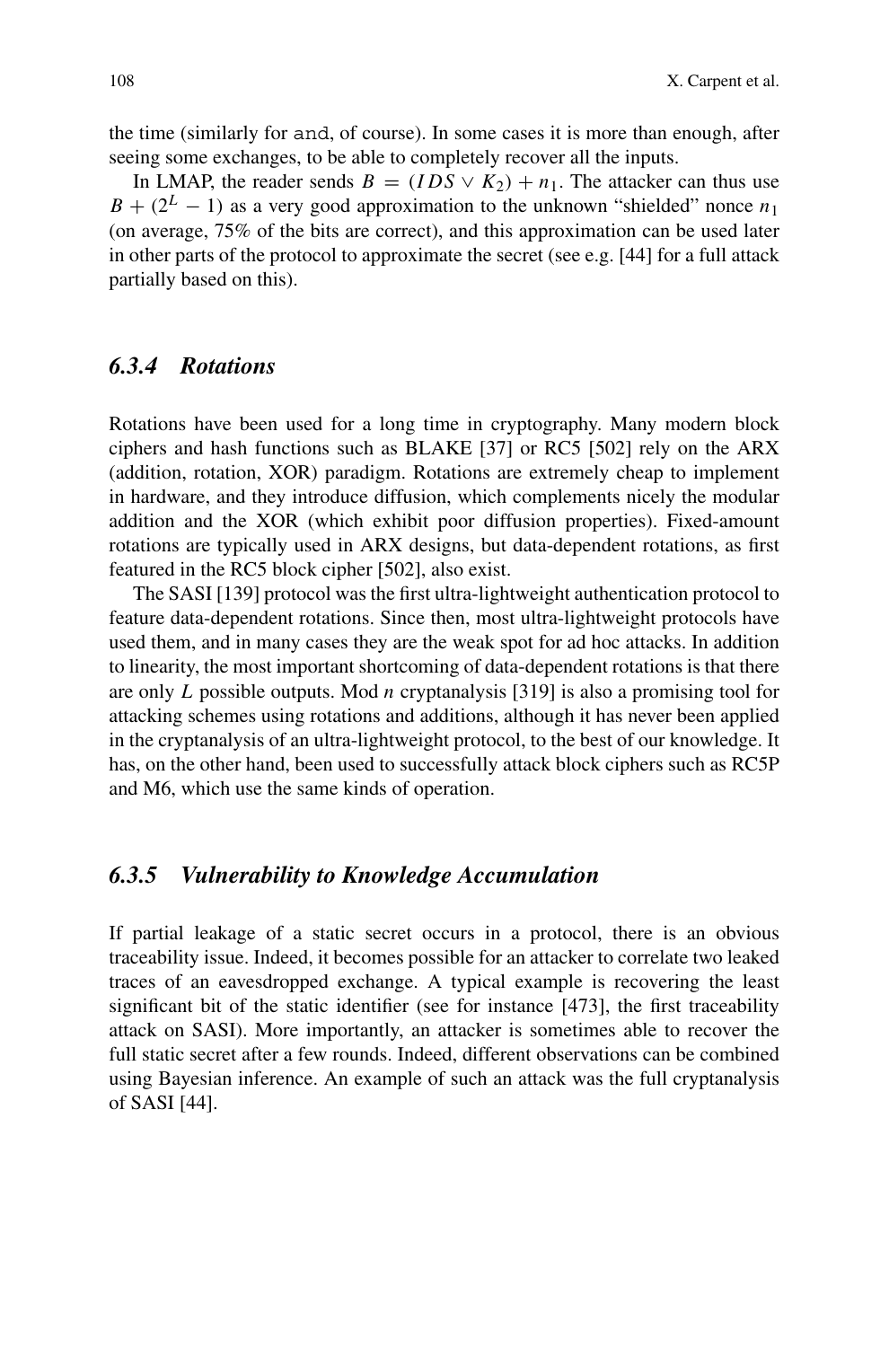the time (similarly for `and`, of course). In some cases it is more than enough, after seeing some exchanges, to be able to completely recover all the inputs.

In LMAP, the reader sends $B = (IDS \vee K_2) + n_1$. The attacker can thus use $B + (2^L - 1)$ as a very good approximation to the unknown "shielded" nonce $n_1$ (on average, 75% of the bits are correct), and this approximation can be used later in other parts of the protocol to approximate the secret (see e.g. [44] for a full attack partially based on this).

### *6.3.4 Rotations*

Rotations have been used for a long time in cryptography. Many modern block ciphers and hash functions such as BLAKE [37] or RC5 [502] rely on the ARX (addition, rotation, XOR) paradigm. Rotations are extremely cheap to implement in hardware, and they introduce diffusion, which complements nicely the modular addition and the XOR (which exhibit poor diffusion properties). Fixed-amount rotations are typically used in ARX designs, but data-dependent rotations, as first featured in the RC5 block cipher [502], also exist.

The SASI [139] protocol was the first ultra-lightweight authentication protocol to feature data-dependent rotations. Since then, most ultra-lightweight protocols have used them, and in many cases they are the weak spot for ad hoc attacks. In addition to linearity, the most important shortcoming of data-dependent rotations is that there are only $L$ possible outputs. Mod $n$ cryptanalysis [319] is also a promising tool for attacking schemes using rotations and additions, although it has never been applied in the cryptanalysis of an ultra-lightweight protocol, to the best of our knowledge. It has, on the other hand, been used to successfully attack block ciphers such as RC5P and M6, which use the same kinds of operation.

### *6.3.5 Vulnerability to Knowledge Accumulation*

If partial leakage of a static secret occurs in a protocol, there is an obvious traceability issue. Indeed, it becomes possible for an attacker to correlate two leaked traces of an eavesdropped exchange. A typical example is recovering the least significant bit of the static identifier (see for instance [473], the first traceability attack on SASI). More importantly, an attacker is sometimes able to recover the full static secret after a few rounds. Indeed, different observations can be combined using Bayesian inference. An example of such an attack was the full cryptanalysis of SASI [44].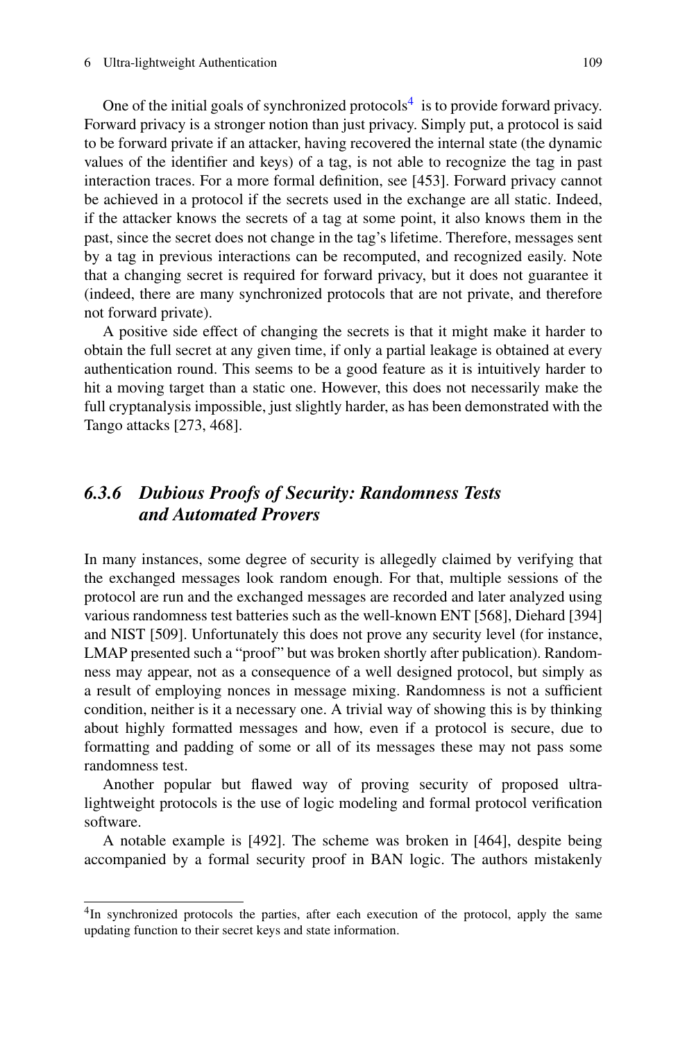One of the initial goals of synchronized protocols[4] is to provide forward privacy. Forward privacy is a stronger notion than just privacy. Simply put, a protocol is said to be forward private if an attacker, having recovered the internal state (the dynamic values of the identifier and keys) of a tag, is not able to recognize the tag in past interaction traces. For a more formal definition, see [453]. Forward privacy cannot be achieved in a protocol if the secrets used in the exchange are all static. Indeed, if the attacker knows the secrets of a tag at some point, it also knows them in the past, since the secret does not change in the tag's lifetime. Therefore, messages sent by a tag in previous interactions can be recomputed, and recognized easily. Note that a changing secret is required for forward privacy, but it does not guarantee it (indeed, there are many synchronized protocols that are not private, and therefore not forward private).

A positive side effect of changing the secrets is that it might make it harder to obtain the full secret at any given time, if only a partial leakage is obtained at every authentication round. This seems to be a good feature as it is intuitively harder to hit a moving target than a static one. However, this does not necessarily make the full cryptanalysis impossible, just slightly harder, as has been demonstrated with the Tango attacks [273, 468].

### *6.3.6 Dubious Proofs of Security: Randomness Tests and Automated Provers*

In many instances, some degree of security is allegedly claimed by verifying that the exchanged messages look random enough. For that, multiple sessions of the protocol are run and the exchanged messages are recorded and later analyzed using various randomness test batteries such as the well-known ENT [568], Diehard [394] and NIST [509]. Unfortunately this does not prove any security level (for instance, LMAP presented such a "proof" but was broken shortly after publication). Randomness may appear, not as a consequence of a well designed protocol, but simply as a result of employing nonces in message mixing. Randomness is not a sufficient condition, neither is it a necessary one. A trivial way of showing this is by thinking about highly formatted messages and how, even if a protocol is secure, due to formatting and padding of some or all of its messages these may not pass some randomness test.

Another popular but flawed way of proving security of proposed ultra-lightweight protocols is the use of logic modeling and formal protocol verification software.

A notable example is [492]. The scheme was broken in [464], despite being accompanied by a formal security proof in BAN logic. The authors mistakenly

---

[4] In synchronized protocols the parties, after each execution of the protocol, apply the same updating function to their secret keys and state information.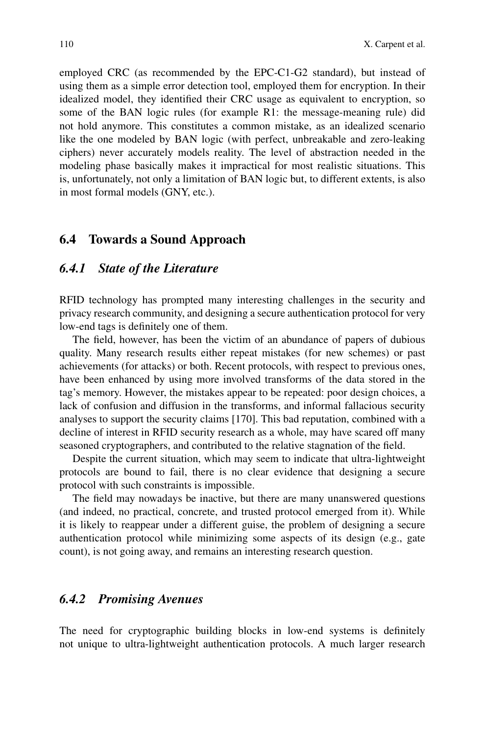employed CRC (as recommended by the EPC-C1-G2 standard), but instead of using them as a simple error detection tool, employed them for encryption. In their idealized model, they identified their CRC usage as equivalent to encryption, so some of the BAN logic rules (for example R1: the message-meaning rule) did not hold anymore. This constitutes a common mistake, as an idealized scenario like the one modeled by BAN logic (with perfect, unbreakable and zero-leaking ciphers) never accurately models reality. The level of abstraction needed in the modeling phase basically makes it impractical for most realistic situations. This is, unfortunately, not only a limitation of BAN logic but, to different extents, is also in most formal models (GNY, etc.).

## 6.4 Towards a Sound Approach

### *6.4.1 State of the Literature*

RFID technology has prompted many interesting challenges in the security and privacy research community, and designing a secure authentication protocol for very low-end tags is definitely one of them.

The field, however, has been the victim of an abundance of papers of dubious quality. Many research results either repeat mistakes (for new schemes) or past achievements (for attacks) or both. Recent protocols, with respect to previous ones, have been enhanced by using more involved transforms of the data stored in the tag's memory. However, the mistakes appear to be repeated: poor design choices, a lack of confusion and diffusion in the transforms, and informal fallacious security analyses to support the security claims [170]. This bad reputation, combined with a decline of interest in RFID security research as a whole, may have scared off many seasoned cryptographers, and contributed to the relative stagnation of the field.

Despite the current situation, which may seem to indicate that ultra-lightweight protocols are bound to fail, there is no clear evidence that designing a secure protocol with such constraints is impossible.

The field may nowadays be inactive, but there are many unanswered questions (and indeed, no practical, concrete, and trusted protocol emerged from it). While it is likely to reappear under a different guise, the problem of designing a secure authentication protocol while minimizing some aspects of its design (e.g., gate count), is not going away, and remains an interesting research question.

### *6.4.2 Promising Avenues*

The need for cryptographic building blocks in low-end systems is definitely not unique to ultra-lightweight authentication protocols. A much larger research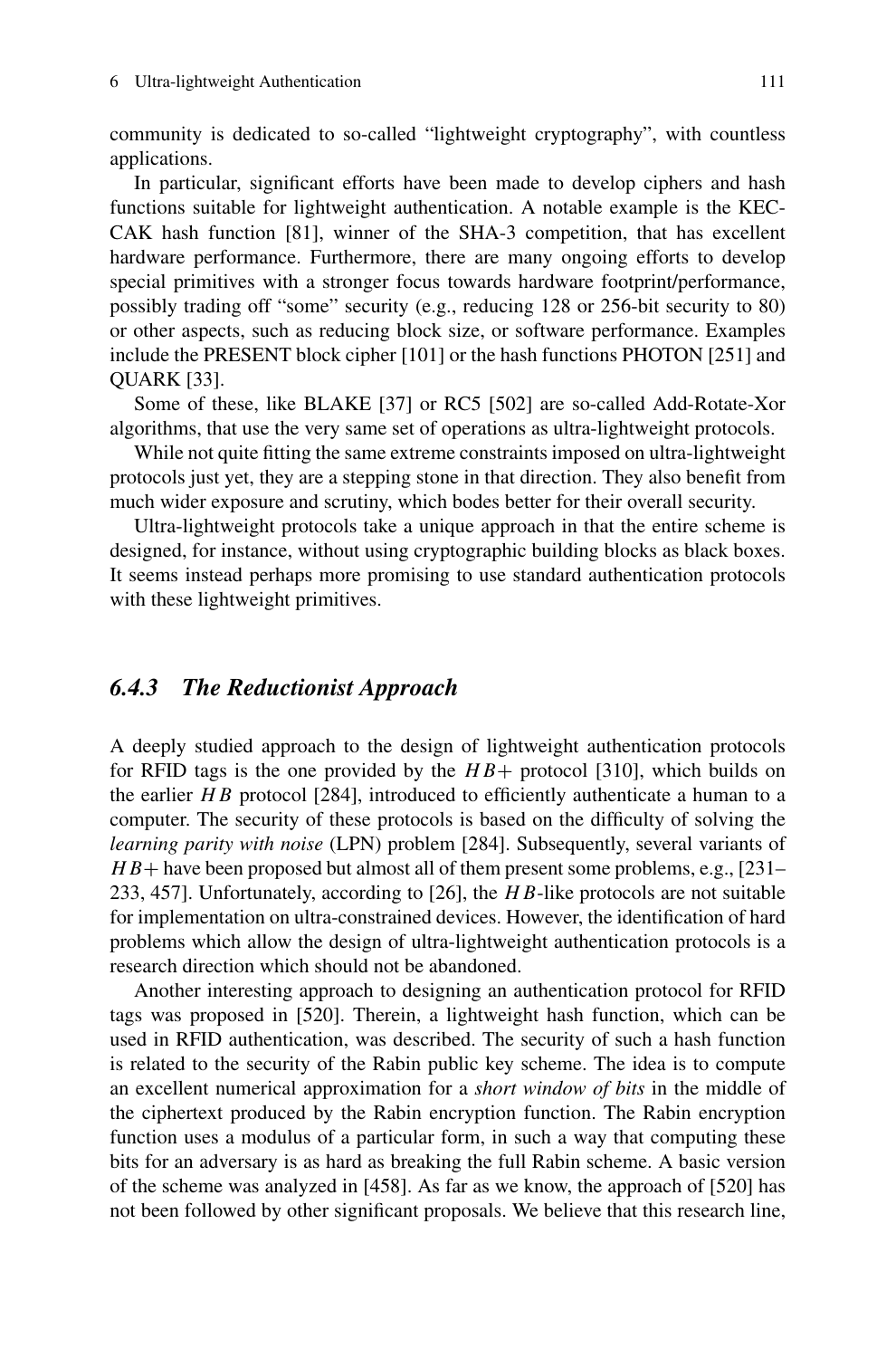community is dedicated to so-called "lightweight cryptography", with countless applications.

In particular, significant efforts have been made to develop ciphers and hash functions suitable for lightweight authentication. A notable example is the KECCAK hash function [81], winner of the SHA-3 competition, that has excellent hardware performance. Furthermore, there are many ongoing efforts to develop special primitives with a stronger focus towards hardware footprint/performance, possibly trading off "some" security (e.g., reducing 128 or 256-bit security to 80) or other aspects, such as reducing block size, or software performance. Examples include the PRESENT block cipher [101] or the hash functions PHOTON [251] and QUARK [33].

Some of these, like BLAKE [37] or RC5 [502] are so-called Add-Rotate-Xor algorithms, that use the very same set of operations as ultra-lightweight protocols.

While not quite fitting the same extreme constraints imposed on ultra-lightweight protocols just yet, they are a stepping stone in that direction. They also benefit from much wider exposure and scrutiny, which bodes better for their overall security.

Ultra-lightweight protocols take a unique approach in that the entire scheme is designed, for instance, without using cryptographic building blocks as black boxes. It seems instead perhaps more promising to use standard authentication protocols with these lightweight primitives.

### *6.4.3 The Reductionist Approach*

A deeply studied approach to the design of lightweight authentication protocols for RFID tags is the one provided by the $HB+$ protocol [310], which builds on the earlier $HB$ protocol [284], introduced to efficiently authenticate a human to a computer. The security of these protocols is based on the difficulty of solving the *learning parity with noise* (LPN) problem [284]. Subsequently, several variants of $HB+$ have been proposed but almost all of them present some problems, e.g., [231–233, 457]. Unfortunately, according to [26], the $HB$-like protocols are not suitable for implementation on ultra-constrained devices. However, the identification of hard problems which allow the design of ultra-lightweight authentication protocols is a research direction which should not be abandoned.

Another interesting approach to designing an authentication protocol for RFID tags was proposed in [520]. Therein, a lightweight hash function, which can be used in RFID authentication, was described. The security of such a hash function is related to the security of the Rabin public key scheme. The idea is to compute an excellent numerical approximation for a *short window of bits* in the middle of the ciphertext produced by the Rabin encryption function. The Rabin encryption function uses a modulus of a particular form, in such a way that computing these bits for an adversary is as hard as breaking the full Rabin scheme. A basic version of the scheme was analyzed in [458]. As far as we know, the approach of [520] has not been followed by other significant proposals. We believe that this research line,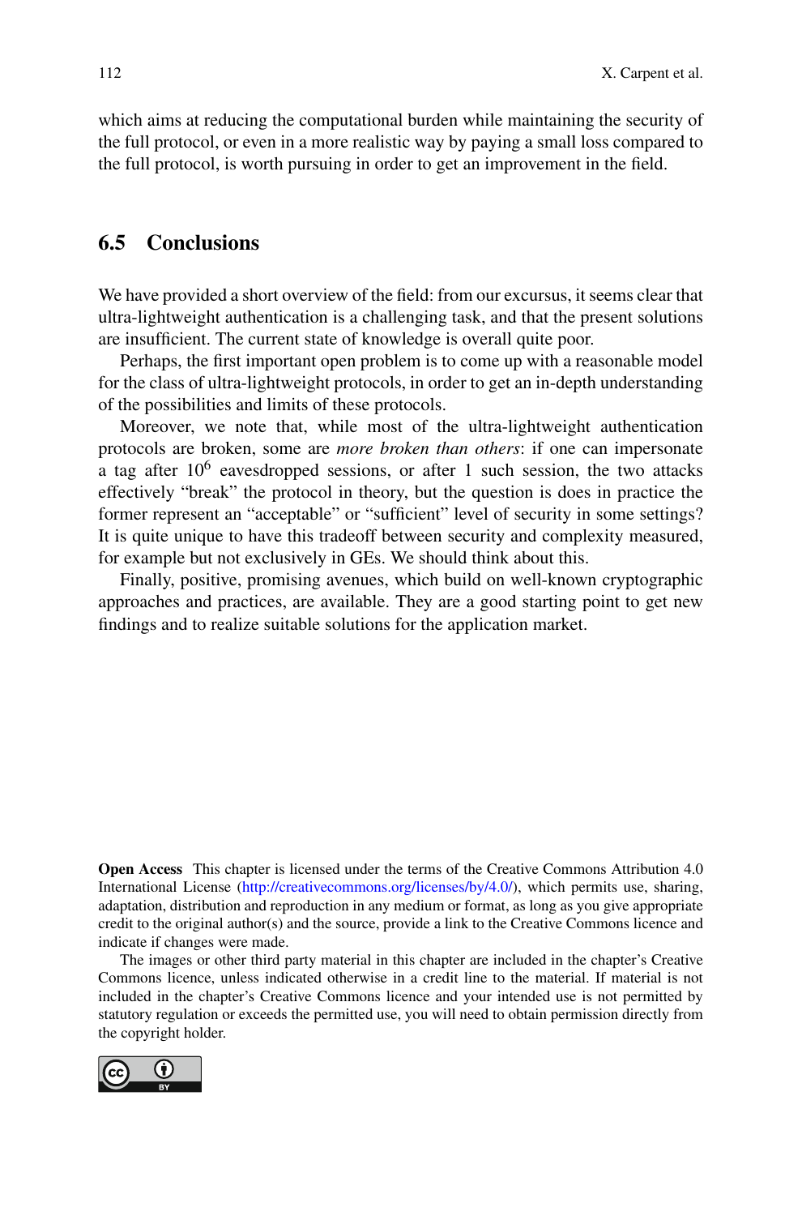which aims at reducing the computational burden while maintaining the security of the full protocol, or even in a more realistic way by paying a small loss compared to the full protocol, is worth pursuing in order to get an improvement in the field.

## 6.5 Conclusions

We have provided a short overview of the field: from our excursus, it seems clear that ultra-lightweight authentication is a challenging task, and that the present solutions are insufficient. The current state of knowledge is overall quite poor.

Perhaps, the first important open problem is to come up with a reasonable model for the class of ultra-lightweight protocols, in order to get an in-depth understanding of the possibilities and limits of these protocols.

Moreover, we note that, while most of the ultra-lightweight authentication protocols are broken, some are *more broken than others*: if one can impersonate a tag after $10^6$ eavesdropped sessions, or after 1 such session, the two attacks effectively "break" the protocol in theory, but the question is does in practice the former represent an "acceptable" or "sufficient" level of security in some settings? It is quite unique to have this tradeoff between security and complexity measured, for example but not exclusively in GEs. We should think about this.

Finally, positive, promising avenues, which build on well-known cryptographic approaches and practices, are available. They are a good starting point to get new findings and to realize suitable solutions for the application market.

**Open Access** This chapter is licensed under the terms of the Creative Commons Attribution 4.0 International License (http://creativecommons.org/licenses/by/4.0/), which permits use, sharing, adaptation, distribution and reproduction in any medium or format, as long as you give appropriate credit to the original author(s) and the source, provide a link to the Creative Commons licence and indicate if changes were made.

The images or other third party material in this chapter are included in the chapter's Creative Commons licence, unless indicated otherwise in a credit line to the material. If material is not included in the chapter's Creative Commons licence and your intended use is not permitted by statutory regulation or exceeds the permitted use, you will need to obtain permission directly from the copyright holder.